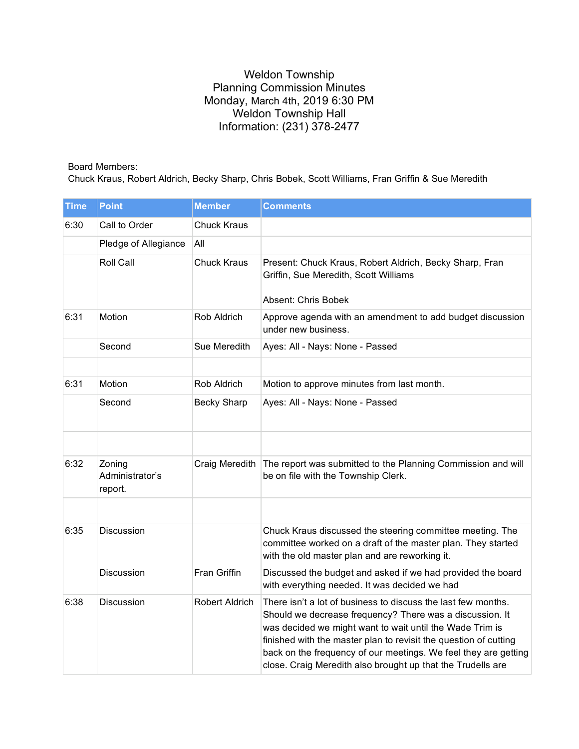Weldon Township
Planning Commission Minutes
Monday, March 4th, 2019 6:30 PM
Weldon Township Hall
Information: (231) 378-2477

Board Members:
Chuck Kraus, Robert Aldrich, Becky Sharp, Chris Bobek, Scott Williams, Fran Griffin & Sue Meredith

| Time | Point | Member | Comments |
|---|---|---|---|
| 6:30 | Call to Order | Chuck Kraus | |
| | Pledge of Allegiance | All | |
| | Roll Call | Chuck Kraus | Present: Chuck Kraus, Robert Aldrich, Becky Sharp, Fran Griffin, Sue Meredith, Scott Williams<br><br>Absent: Chris Bobek |
| 6:31 | Motion | Rob Aldrich | Approve agenda with an amendment to add budget discussion under new business. |
| | Second | Sue Meredith | Ayes: All - Nays: None - Passed |
| | | | |
| 6:31 | Motion | Rob Aldrich | Motion to approve minutes from last month. |
| | Second | Becky Sharp | Ayes: All - Nays: None - Passed |
| | | | |
| 6:32 | Zoning Administrator's report. | Craig Meredith | The report was submitted to the Planning Commission and will be on file with the Township Clerk. |
| | | | |
| 6:35 | Discussion | | Chuck Kraus discussed the steering committee meeting. The committee worked on a draft of the master plan. They started with the old master plan and are reworking it. |
| | Discussion | Fran Griffin | Discussed the budget and asked if we had provided the board with everything needed. It was decided we had |
| 6:38 | Discussion | Robert Aldrich | There isn't a lot of business to discuss the last few months. Should we decrease frequency? There was a discussion. It was decided we might want to wait until the Wade Trim is finished with the master plan to revisit the question of cutting back on the frequency of our meetings. We feel they are getting close. Craig Meredith also brought up that the Trudells are |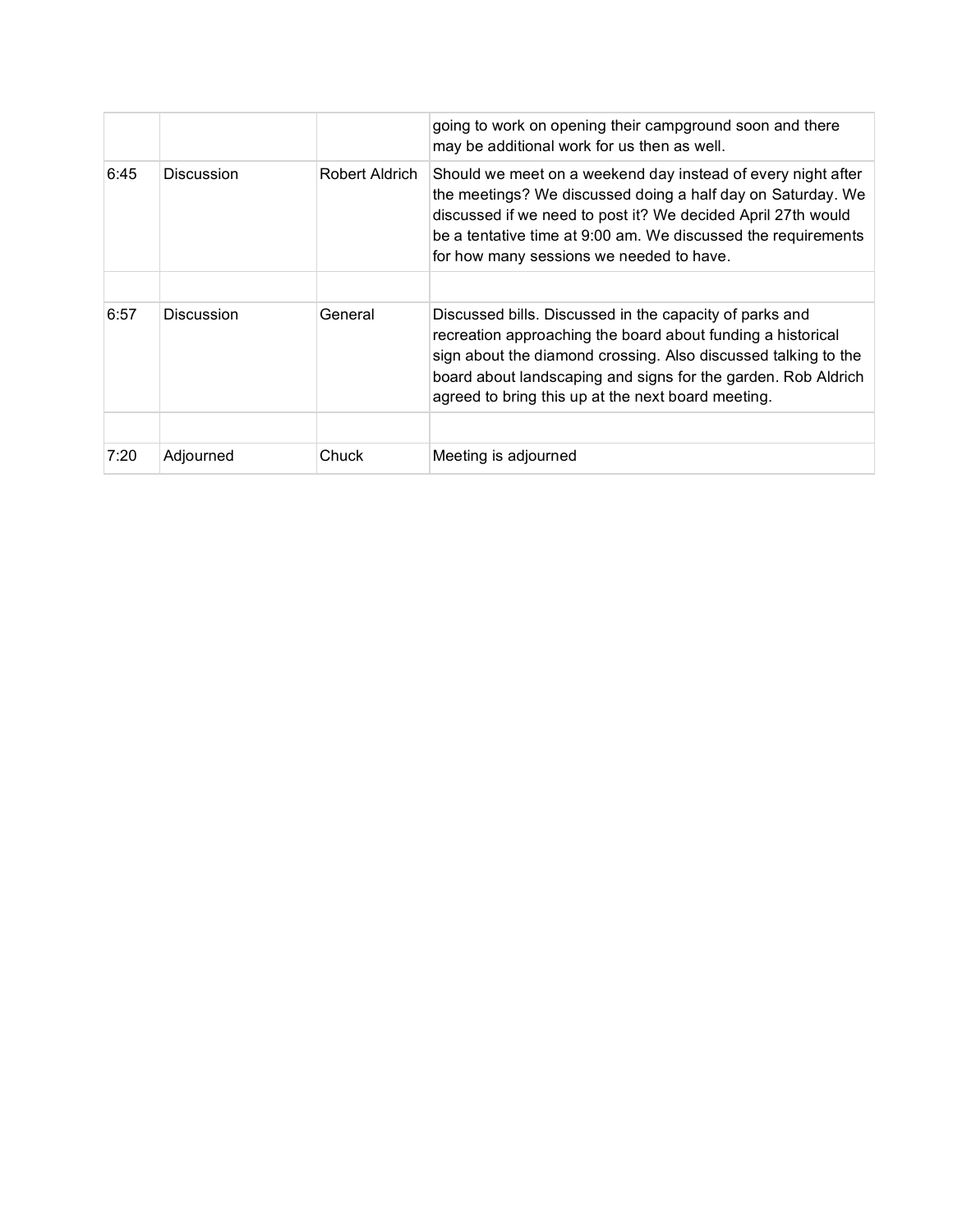| | | | |
|---|---|---|---|
| | | | going to work on opening their campground soon and there may be additional work for us then as well. |
| 6:45 | Discussion | Robert Aldrich | Should we meet on a weekend day instead of every night after the meetings? We discussed doing a half day on Saturday. We discussed if we need to post it? We decided April 27th would be a tentative time at 9:00 am. We discussed the requirements for how many sessions we needed to have. |
| | | | |
| 6:57 | Discussion | General | Discussed bills. Discussed in the capacity of parks and recreation approaching the board about funding a historical sign about the diamond crossing. Also discussed talking to the board about landscaping and signs for the garden. Rob Aldrich agreed to bring this up at the next board meeting. |
| | | | |
| 7:20 | Adjourned | Chuck | Meeting is adjourned |